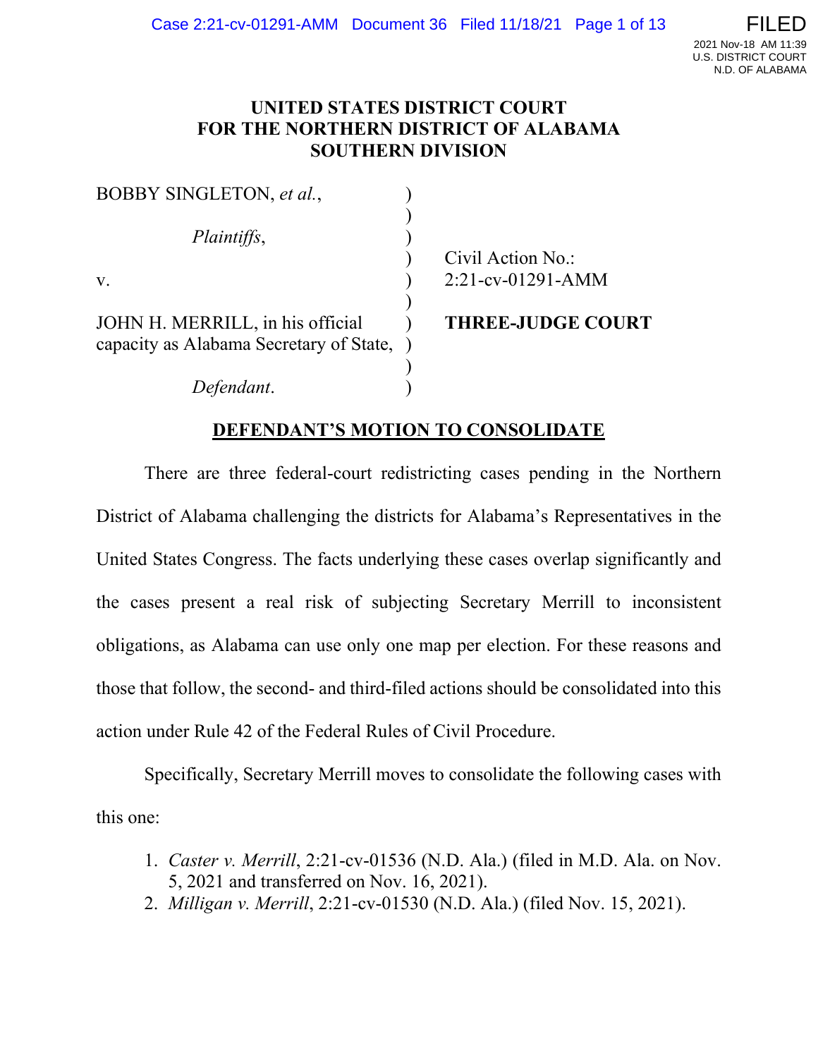# UNITED STATES DISTRICT COURT
# FOR THE NORTHERN DISTRICT OF ALABAMA
# SOUTHERN DIVISION

| | | |
|---|---|---|
| BOBBY SINGLETON, *et al.*, | ) | |
| | ) | |
| *Plaintiffs*, | ) | |
| | ) | Civil Action No.: |
| v. | ) | 2:21-cv-01291-AMM |
| | ) | |
| JOHN H. MERRILL, in his official capacity as Alabama Secretary of State, | ) | **THREE-JUDGE COURT** |
| | ) | |
| *Defendant*. | ) | |

## DEFENDANT'S MOTION TO CONSOLIDATE

There are three federal-court redistricting cases pending in the Northern District of Alabama challenging the districts for Alabama's Representatives in the United States Congress. The facts underlying these cases overlap significantly and the cases present a real risk of subjecting Secretary Merrill to inconsistent obligations, as Alabama can use only one map per election. For these reasons and those that follow, the second- and third-filed actions should be consolidated into this action under Rule 42 of the Federal Rules of Civil Procedure.

Specifically, Secretary Merrill moves to consolidate the following cases with this one:

1. *Caster v. Merrill*, 2:21-cv-01536 (N.D. Ala.) (filed in M.D. Ala. on Nov. 5, 2021 and transferred on Nov. 16, 2021).
2. *Milligan v. Merrill*, 2:21-cv-01530 (N.D. Ala.) (filed Nov. 15, 2021).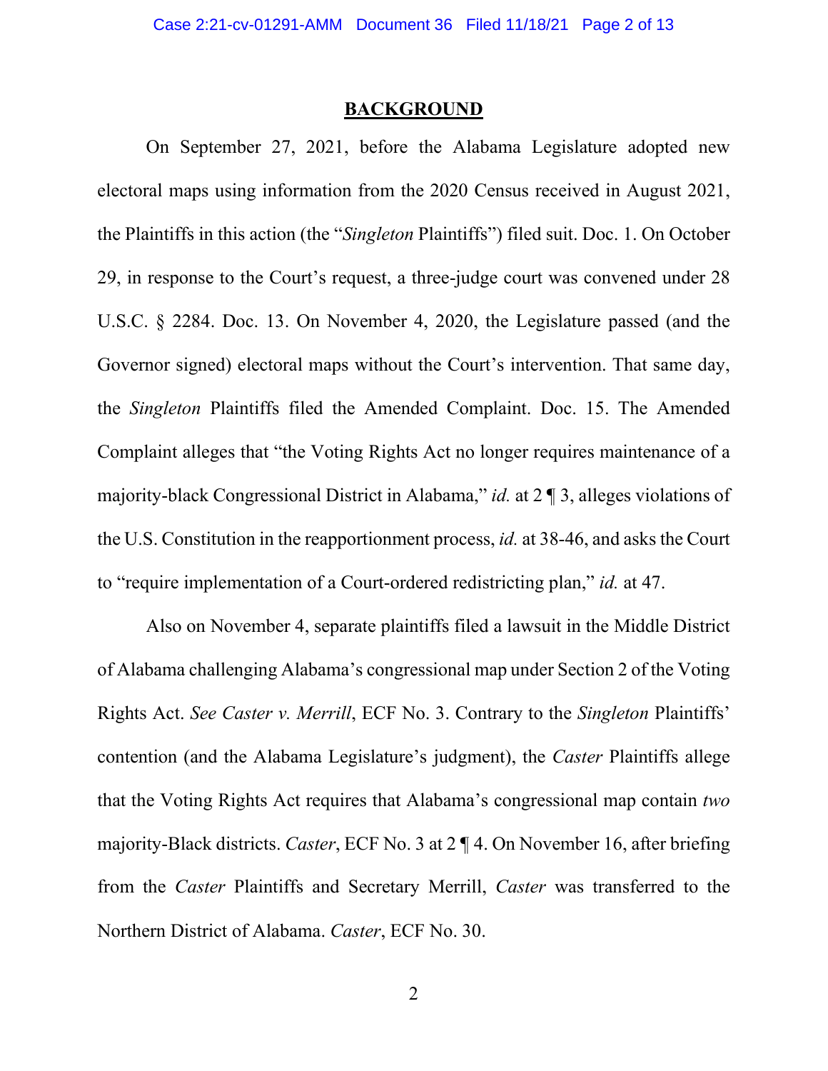## BACKGROUND

On September 27, 2021, before the Alabama Legislature adopted new electoral maps using information from the 2020 Census received in August 2021, the Plaintiffs in this action (the "*Singleton* Plaintiffs") filed suit. Doc. 1. On October 29, in response to the Court's request, a three-judge court was convened under 28 U.S.C. § 2284. Doc. 13. On November 4, 2020, the Legislature passed (and the Governor signed) electoral maps without the Court's intervention. That same day, the *Singleton* Plaintiffs filed the Amended Complaint. Doc. 15. The Amended Complaint alleges that "the Voting Rights Act no longer requires maintenance of a majority-black Congressional District in Alabama," *id.* at 2 ¶ 3, alleges violations of the U.S. Constitution in the reapportionment process, *id.* at 38-46, and asks the Court to "require implementation of a Court-ordered redistricting plan," *id.* at 47.

Also on November 4, separate plaintiffs filed a lawsuit in the Middle District of Alabama challenging Alabama's congressional map under Section 2 of the Voting Rights Act. *See Caster v. Merrill*, ECF No. 3. Contrary to the *Singleton* Plaintiffs' contention (and the Alabama Legislature's judgment), the *Caster* Plaintiffs allege that the Voting Rights Act requires that Alabama's congressional map contain *two* majority-Black districts. *Caster*, ECF No. 3 at 2 ¶ 4. On November 16, after briefing from the *Caster* Plaintiffs and Secretary Merrill, *Caster* was transferred to the Northern District of Alabama. *Caster*, ECF No. 30.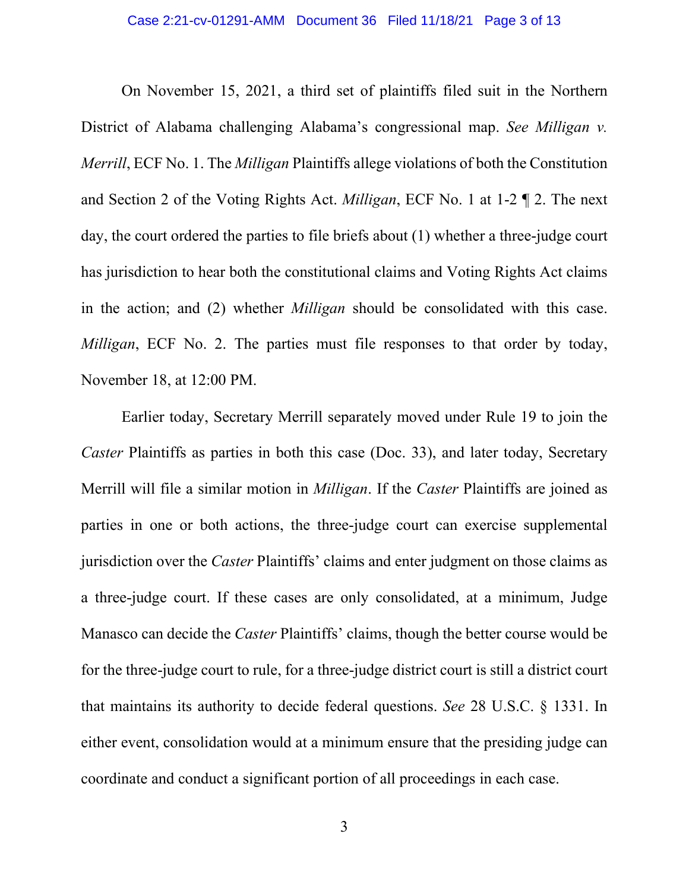On November 15, 2021, a third set of plaintiffs filed suit in the Northern District of Alabama challenging Alabama's congressional map. *See Milligan v. Merrill*, ECF No. 1. The *Milligan* Plaintiffs allege violations of both the Constitution and Section 2 of the Voting Rights Act. *Milligan*, ECF No. 1 at 1-2 ¶ 2. The next day, the court ordered the parties to file briefs about (1) whether a three-judge court has jurisdiction to hear both the constitutional claims and Voting Rights Act claims in the action; and (2) whether *Milligan* should be consolidated with this case. *Milligan*, ECF No. 2. The parties must file responses to that order by today, November 18, at 12:00 PM.

Earlier today, Secretary Merrill separately moved under Rule 19 to join the *Caster* Plaintiffs as parties in both this case (Doc. 33), and later today, Secretary Merrill will file a similar motion in *Milligan*. If the *Caster* Plaintiffs are joined as parties in one or both actions, the three-judge court can exercise supplemental jurisdiction over the *Caster* Plaintiffs' claims and enter judgment on those claims as a three-judge court. If these cases are only consolidated, at a minimum, Judge Manasco can decide the *Caster* Plaintiffs' claims, though the better course would be for the three-judge court to rule, for a three-judge district court is still a district court that maintains its authority to decide federal questions. *See* 28 U.S.C. § 1331. In either event, consolidation would at a minimum ensure that the presiding judge can coordinate and conduct a significant portion of all proceedings in each case.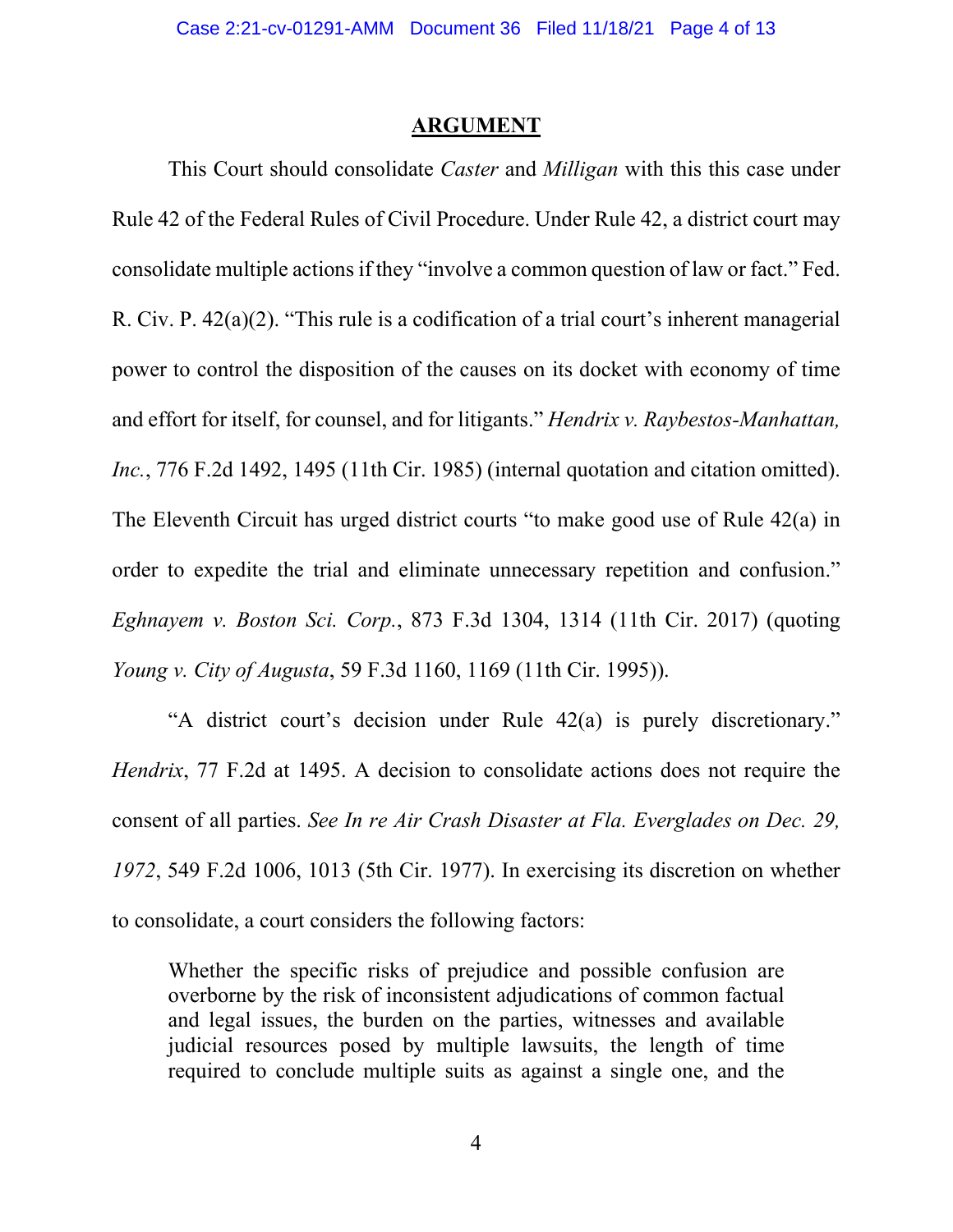## ARGUMENT

This Court should consolidate *Caster* and *Milligan* with this this case under Rule 42 of the Federal Rules of Civil Procedure. Under Rule 42, a district court may consolidate multiple actions if they "involve a common question of law or fact." Fed. R. Civ. P. 42(a)(2). "This rule is a codification of a trial court's inherent managerial power to control the disposition of the causes on its docket with economy of time and effort for itself, for counsel, and for litigants." *Hendrix v. Raybestos-Manhattan, Inc.*, 776 F.2d 1492, 1495 (11th Cir. 1985) (internal quotation and citation omitted). The Eleventh Circuit has urged district courts "to make good use of Rule 42(a) in order to expedite the trial and eliminate unnecessary repetition and confusion." *Eghnayem v. Boston Sci. Corp.*, 873 F.3d 1304, 1314 (11th Cir. 2017) (quoting *Young v. City of Augusta*, 59 F.3d 1160, 1169 (11th Cir. 1995)).

"A district court's decision under Rule 42(a) is purely discretionary." *Hendrix*, 77 F.2d at 1495. A decision to consolidate actions does not require the consent of all parties. *See In re Air Crash Disaster at Fla. Everglades on Dec. 29, 1972*, 549 F.2d 1006, 1013 (5th Cir. 1977). In exercising its discretion on whether to consolidate, a court considers the following factors:

> Whether the specific risks of prejudice and possible confusion are overborne by the risk of inconsistent adjudications of common factual and legal issues, the burden on the parties, witnesses and available judicial resources posed by multiple lawsuits, the length of time required to conclude multiple suits as against a single one, and the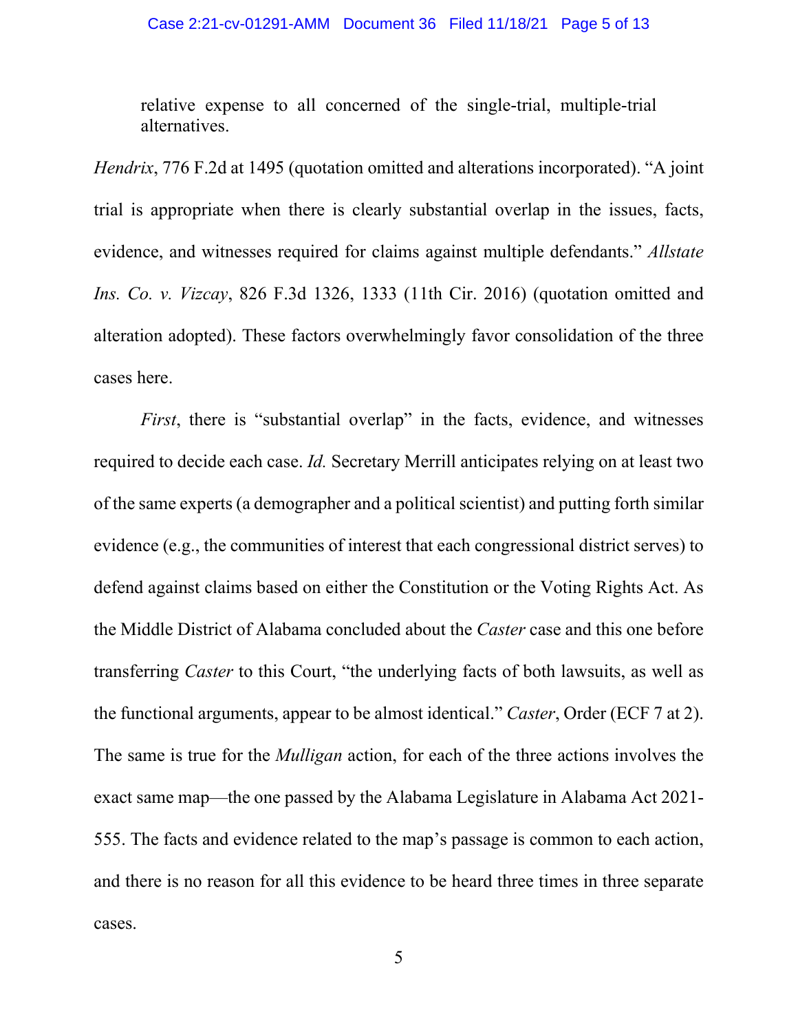> relative expense to all concerned of the single-trial, multiple-trial alternatives.

*Hendrix*, 776 F.2d at 1495 (quotation omitted and alterations incorporated). "A joint trial is appropriate when there is clearly substantial overlap in the issues, facts, evidence, and witnesses required for claims against multiple defendants." *Allstate Ins. Co. v. Vizcay*, 826 F.3d 1326, 1333 (11th Cir. 2016) (quotation omitted and alteration adopted). These factors overwhelmingly favor consolidation of the three cases here.

*First*, there is "substantial overlap" in the facts, evidence, and witnesses required to decide each case. *Id.* Secretary Merrill anticipates relying on at least two of the same experts (a demographer and a political scientist) and putting forth similar evidence (e.g., the communities of interest that each congressional district serves) to defend against claims based on either the Constitution or the Voting Rights Act. As the Middle District of Alabama concluded about the *Caster* case and this one before transferring *Caster* to this Court, "the underlying facts of both lawsuits, as well as the functional arguments, appear to be almost identical." *Caster*, Order (ECF 7 at 2). The same is true for the *Mulligan* action, for each of the three actions involves the exact same map—the one passed by the Alabama Legislature in Alabama Act 2021-555. The facts and evidence related to the map's passage is common to each action, and there is no reason for all this evidence to be heard three times in three separate cases.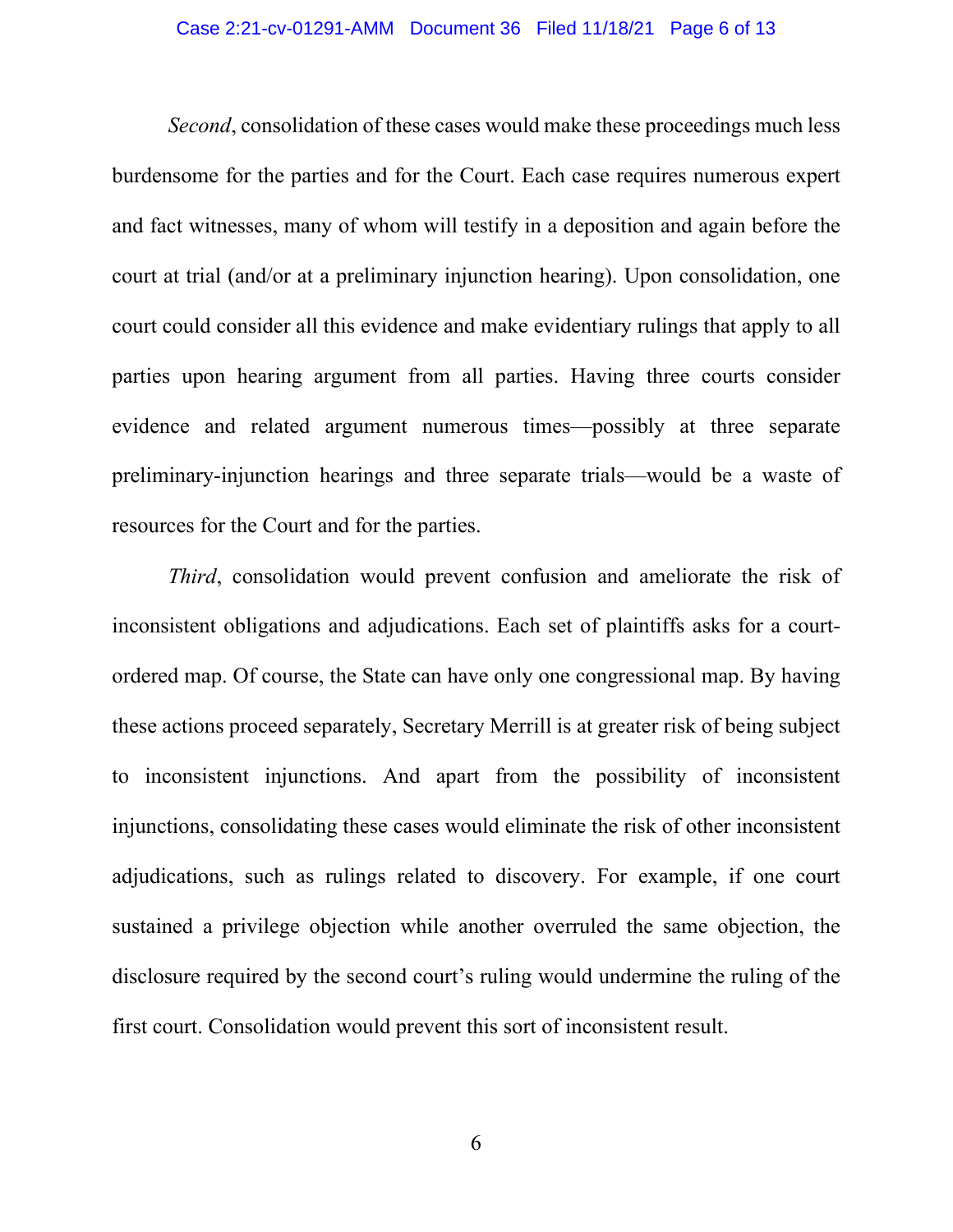*Second*, consolidation of these cases would make these proceedings much less burdensome for the parties and for the Court. Each case requires numerous expert and fact witnesses, many of whom will testify in a deposition and again before the court at trial (and/or at a preliminary injunction hearing). Upon consolidation, one court could consider all this evidence and make evidentiary rulings that apply to all parties upon hearing argument from all parties. Having three courts consider evidence and related argument numerous times—possibly at three separate preliminary-injunction hearings and three separate trials—would be a waste of resources for the Court and for the parties.

*Third*, consolidation would prevent confusion and ameliorate the risk of inconsistent obligations and adjudications. Each set of plaintiffs asks for a court-ordered map. Of course, the State can have only one congressional map. By having these actions proceed separately, Secretary Merrill is at greater risk of being subject to inconsistent injunctions. And apart from the possibility of inconsistent injunctions, consolidating these cases would eliminate the risk of other inconsistent adjudications, such as rulings related to discovery. For example, if one court sustained a privilege objection while another overruled the same objection, the disclosure required by the second court's ruling would undermine the ruling of the first court. Consolidation would prevent this sort of inconsistent result.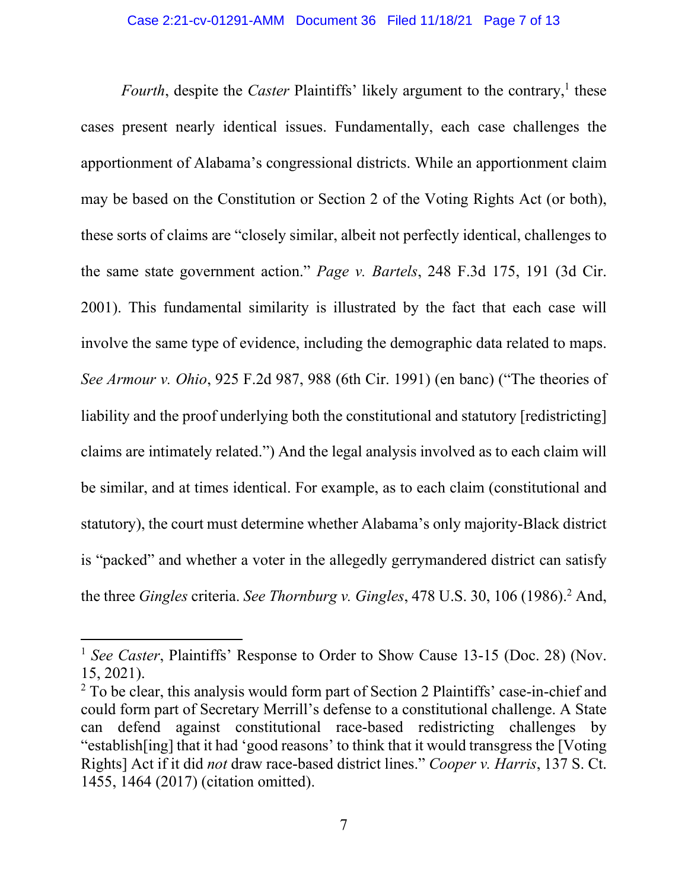*Fourth*, despite the *Caster* Plaintiffs' likely argument to the contrary,[1] these cases present nearly identical issues. Fundamentally, each case challenges the apportionment of Alabama's congressional districts. While an apportionment claim may be based on the Constitution or Section 2 of the Voting Rights Act (or both), these sorts of claims are "closely similar, albeit not perfectly identical, challenges to the same state government action." *Page v. Bartels*, 248 F.3d 175, 191 (3d Cir. 2001). This fundamental similarity is illustrated by the fact that each case will involve the same type of evidence, including the demographic data related to maps. *See Armour v. Ohio*, 925 F.2d 987, 988 (6th Cir. 1991) (en banc) ("The theories of liability and the proof underlying both the constitutional and statutory [redistricting] claims are intimately related.") And the legal analysis involved as to each claim will be similar, and at times identical. For example, as to each claim (constitutional and statutory), the court must determine whether Alabama's only majority-Black district is "packed" and whether a voter in the allegedly gerrymandered district can satisfy the three *Gingles* criteria. *See Thornburg v. Gingles*, 478 U.S. 30, 106 (1986).[2] And,

---

[1] *See Caster*, Plaintiffs' Response to Order to Show Cause 13-15 (Doc. 28) (Nov. 15, 2021).

[2] To be clear, this analysis would form part of Section 2 Plaintiffs' case-in-chief and could form part of Secretary Merrill's defense to a constitutional challenge. A State can defend against constitutional race-based redistricting challenges by "establish[ing] that it had 'good reasons' to think that it would transgress the [Voting Rights] Act if it did *not* draw race-based district lines." *Cooper v. Harris*, 137 S. Ct. 1455, 1464 (2017) (citation omitted).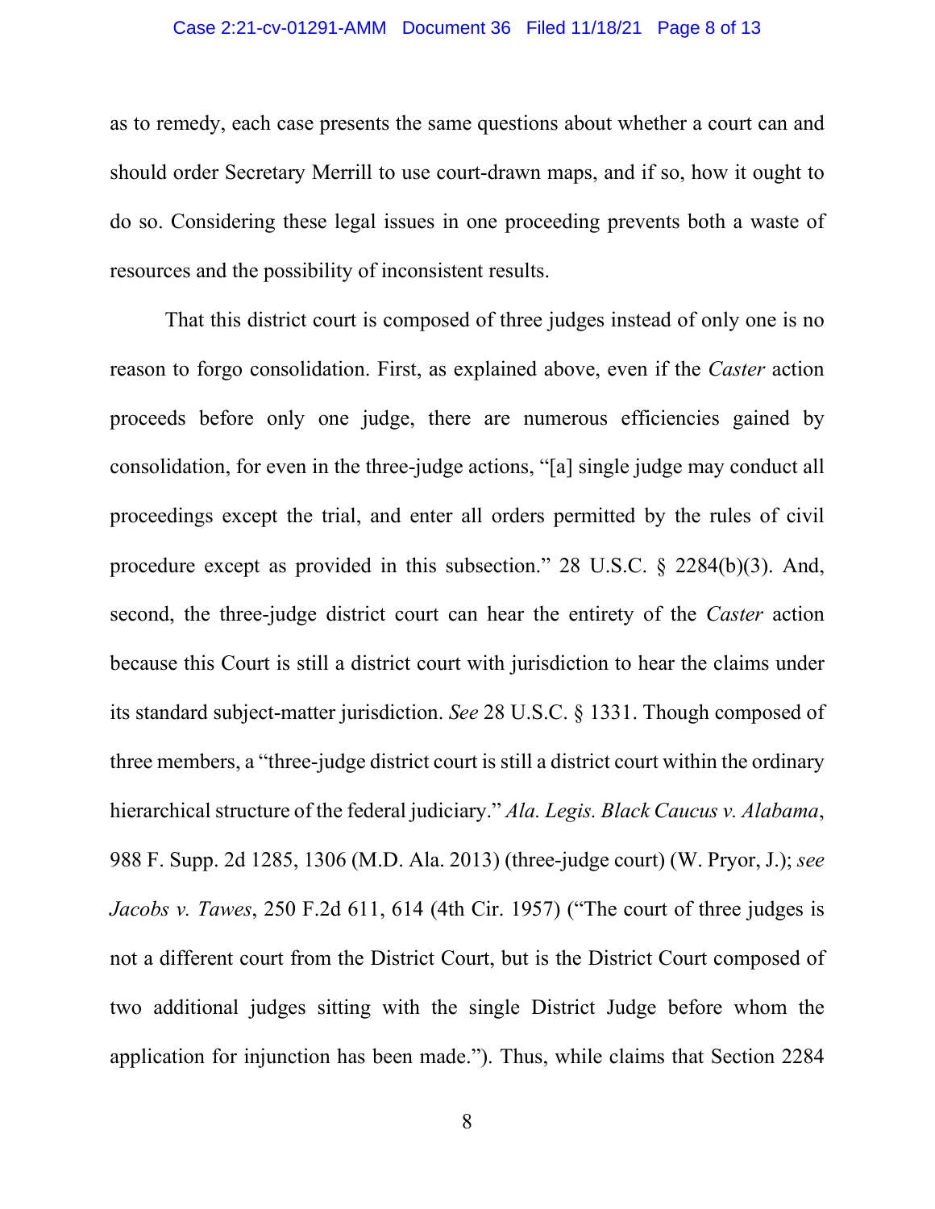as to remedy, each case presents the same questions about whether a court can and should order Secretary Merrill to use court-drawn maps, and if so, how it ought to do so. Considering these legal issues in one proceeding prevents both a waste of resources and the possibility of inconsistent results.

That this district court is composed of three judges instead of only one is no reason to forgo consolidation. First, as explained above, even if the *Caster* action proceeds before only one judge, there are numerous efficiencies gained by consolidation, for even in the three-judge actions, "[a] single judge may conduct all proceedings except the trial, and enter all orders permitted by the rules of civil procedure except as provided in this subsection." 28 U.S.C. § 2284(b)(3). And, second, the three-judge district court can hear the entirety of the *Caster* action because this Court is still a district court with jurisdiction to hear the claims under its standard subject-matter jurisdiction. *See* 28 U.S.C. § 1331. Though composed of three members, a "three-judge district court is still a district court within the ordinary hierarchical structure of the federal judiciary." *Ala. Legis. Black Caucus v. Alabama*, 988 F. Supp. 2d 1285, 1306 (M.D. Ala. 2013) (three-judge court) (W. Pryor, J.); *see Jacobs v. Tawes*, 250 F.2d 611, 614 (4th Cir. 1957) ("The court of three judges is not a different court from the District Court, but is the District Court composed of two additional judges sitting with the single District Judge before whom the application for injunction has been made."). Thus, while claims that Section 2284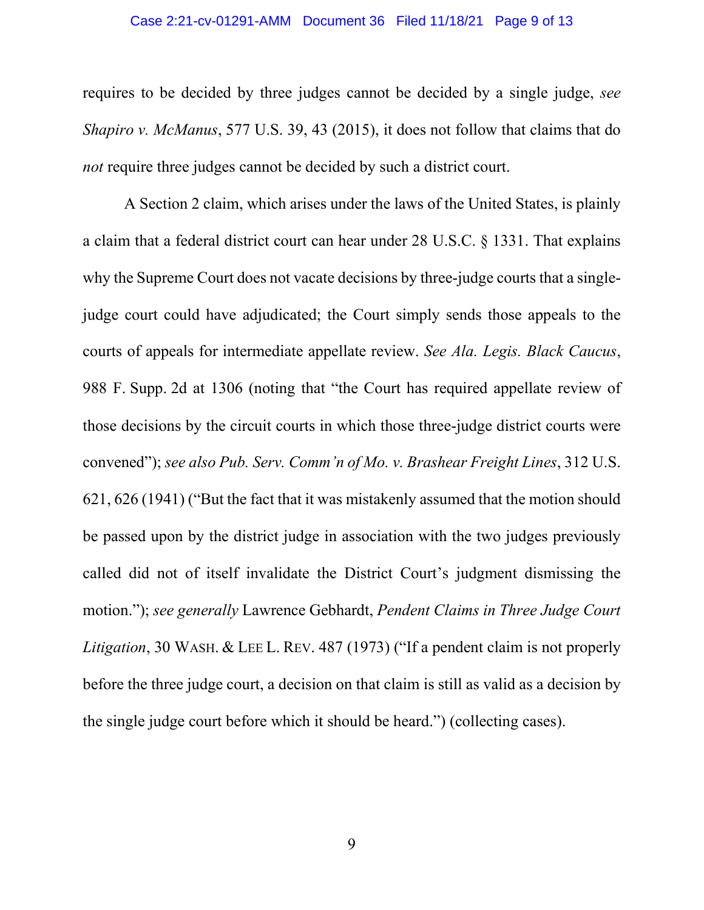requires to be decided by three judges cannot be decided by a single judge, *see Shapiro v. McManus*, 577 U.S. 39, 43 (2015), it does not follow that claims that do *not* require three judges cannot be decided by such a district court.

A Section 2 claim, which arises under the laws of the United States, is plainly a claim that a federal district court can hear under 28 U.S.C. § 1331. That explains why the Supreme Court does not vacate decisions by three-judge courts that a single-judge court could have adjudicated; the Court simply sends those appeals to the courts of appeals for intermediate appellate review. *See Ala. Legis. Black Caucus*, 988 F. Supp. 2d at 1306 (noting that "the Court has required appellate review of those decisions by the circuit courts in which those three-judge district courts were convened"); *see also Pub. Serv. Comm'n of Mo. v. Brashear Freight Lines*, 312 U.S. 621, 626 (1941) ("But the fact that it was mistakenly assumed that the motion should be passed upon by the district judge in association with the two judges previously called did not of itself invalidate the District Court's judgment dismissing the motion."); *see generally* Lawrence Gebhardt, *Pendent Claims in Three Judge Court Litigation*, 30 WASH. & LEE L. REV. 487 (1973) ("If a pendent claim is not properly before the three judge court, a decision on that claim is still as valid as a decision by the single judge court before which it should be heard.") (collecting cases).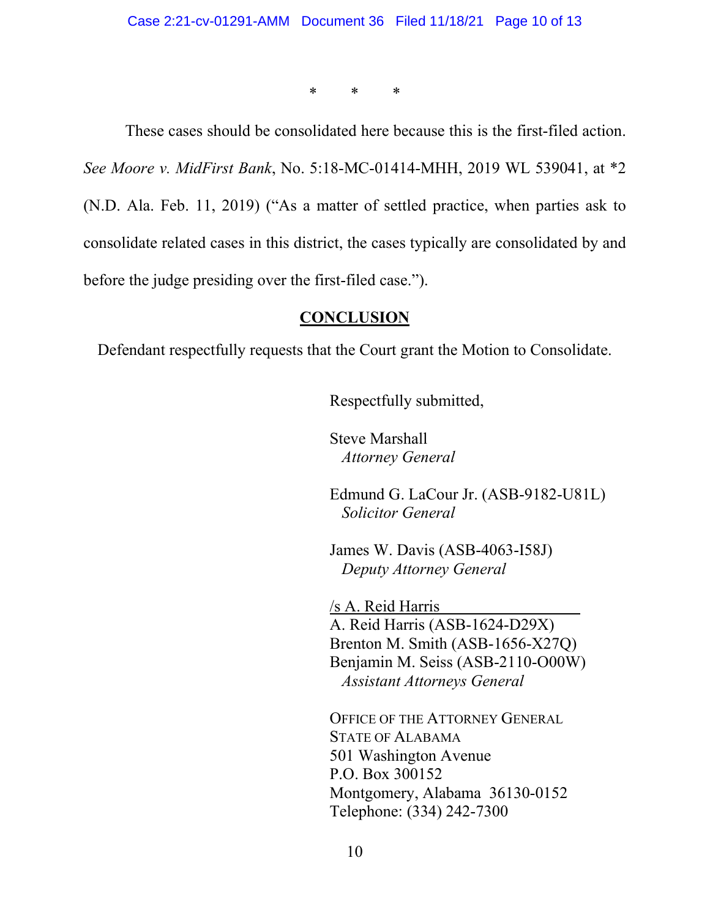\*       \*       \*

These cases should be consolidated here because this is the first-filed action. *See Moore v. MidFirst Bank*, No. 5:18-MC-01414-MHH, 2019 WL 539041, at *2 (N.D. Ala. Feb. 11, 2019) ("As a matter of settled practice, when parties ask to consolidate related cases in this district, the cases typically are consolidated by and before the judge presiding over the first-filed case.").

## CONCLUSION

Defendant respectfully requests that the Court grant the Motion to Consolidate.

Respectfully submitted,

Steve Marshall
*Attorney General*

Edmund G. LaCour Jr. (ASB-9182-U81L)
*Solicitor General*

James W. Davis (ASB-4063-I58J)
*Deputy Attorney General*

/s A. Reid Harris
A. Reid Harris (ASB-1624-D29X)
Brenton M. Smith (ASB-1656-X27Q)
Benjamin M. Seiss (ASB-2110-O00W)
*Assistant Attorneys General*

OFFICE OF THE ATTORNEY GENERAL
STATE OF ALABAMA
501 Washington Avenue
P.O. Box 300152
Montgomery, Alabama 36130-0152
Telephone: (334) 242-7300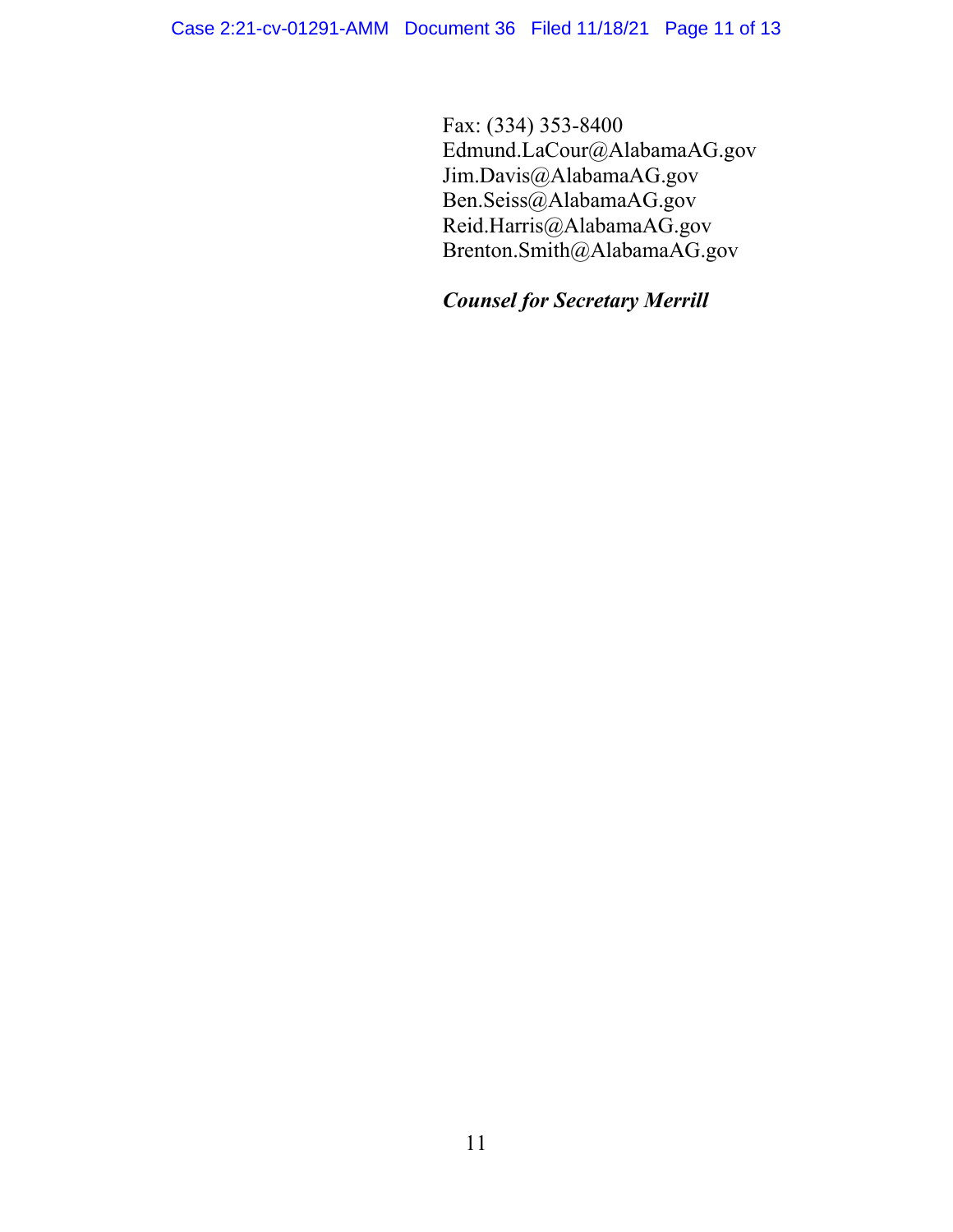Fax: (334) 353-8400
Edmund.LaCour@AlabamaAG.gov
Jim.Davis@AlabamaAG.gov
Ben.Seiss@AlabamaAG.gov
Reid.Harris@AlabamaAG.gov
Brenton.Smith@AlabamaAG.gov

***Counsel for Secretary Merrill***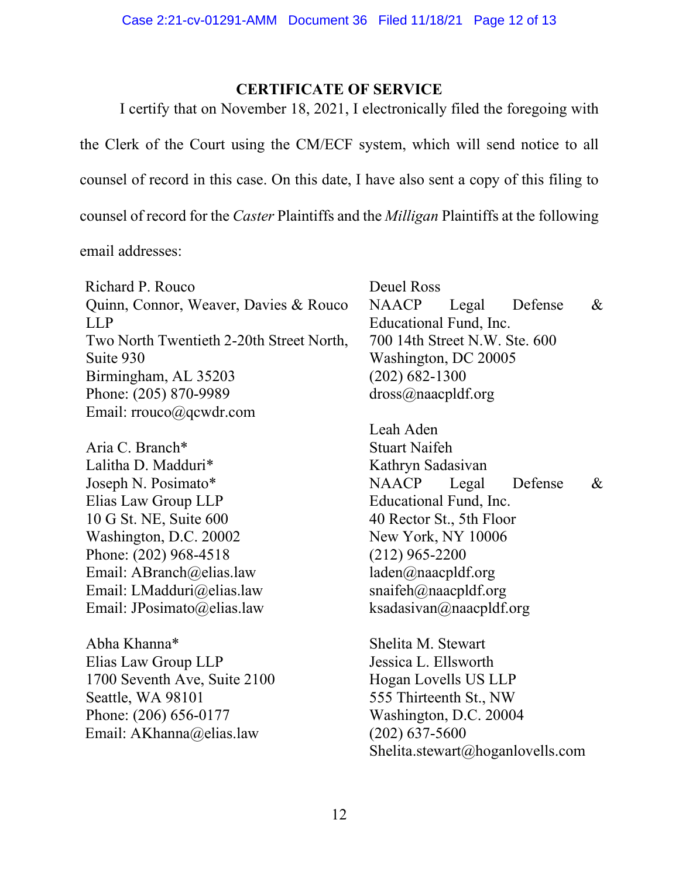## CERTIFICATE OF SERVICE

I certify that on November 18, 2021, I electronically filed the foregoing with the Clerk of the Court using the CM/ECF system, which will send notice to all counsel of record in this case. On this date, I have also sent a copy of this filing to counsel of record for the *Caster* Plaintiffs and the *Milligan* Plaintiffs at the following email addresses:

Richard P. Rouco
Quinn, Connor, Weaver, Davies & Rouco LLP
Two North Twentieth 2-20th Street North, Suite 930
Birmingham, AL 35203
Phone: (205) 870-9989
Email: rrouco@qcwdr.com

Aria C. Branch*
Lalitha D. Madduri*
Joseph N. Posimato*
Elias Law Group LLP
10 G St. NE, Suite 600
Washington, D.C. 20002
Phone: (202) 968-4518
Email: ABranch@elias.law
Email: LMadduri@elias.law
Email: JPosimato@elias.law

Abha Khanna*
Elias Law Group LLP
1700 Seventh Ave, Suite 2100
Seattle, WA 98101
Phone: (206) 656-0177
Email: AKhanna@elias.law

Deuel Ross
NAACP Legal Defense & Educational Fund, Inc.
700 14th Street N.W. Ste. 600
Washington, DC 20005
(202) 682-1300
dross@naacpldf.org

Leah Aden
Stuart Naifeh
Kathryn Sadasivan
NAACP Legal Defense & Educational Fund, Inc.
40 Rector St., 5th Floor
New York, NY 10006
(212) 965-2200
laden@naacpldf.org
snaifeh@naacpldf.org
ksadasivan@naacpldf.org

Shelita M. Stewart
Jessica L. Ellsworth
Hogan Lovells US LLP
555 Thirteenth St., NW
Washington, D.C. 20004
(202) 637-5600
Shelita.stewart@hoganlovells.com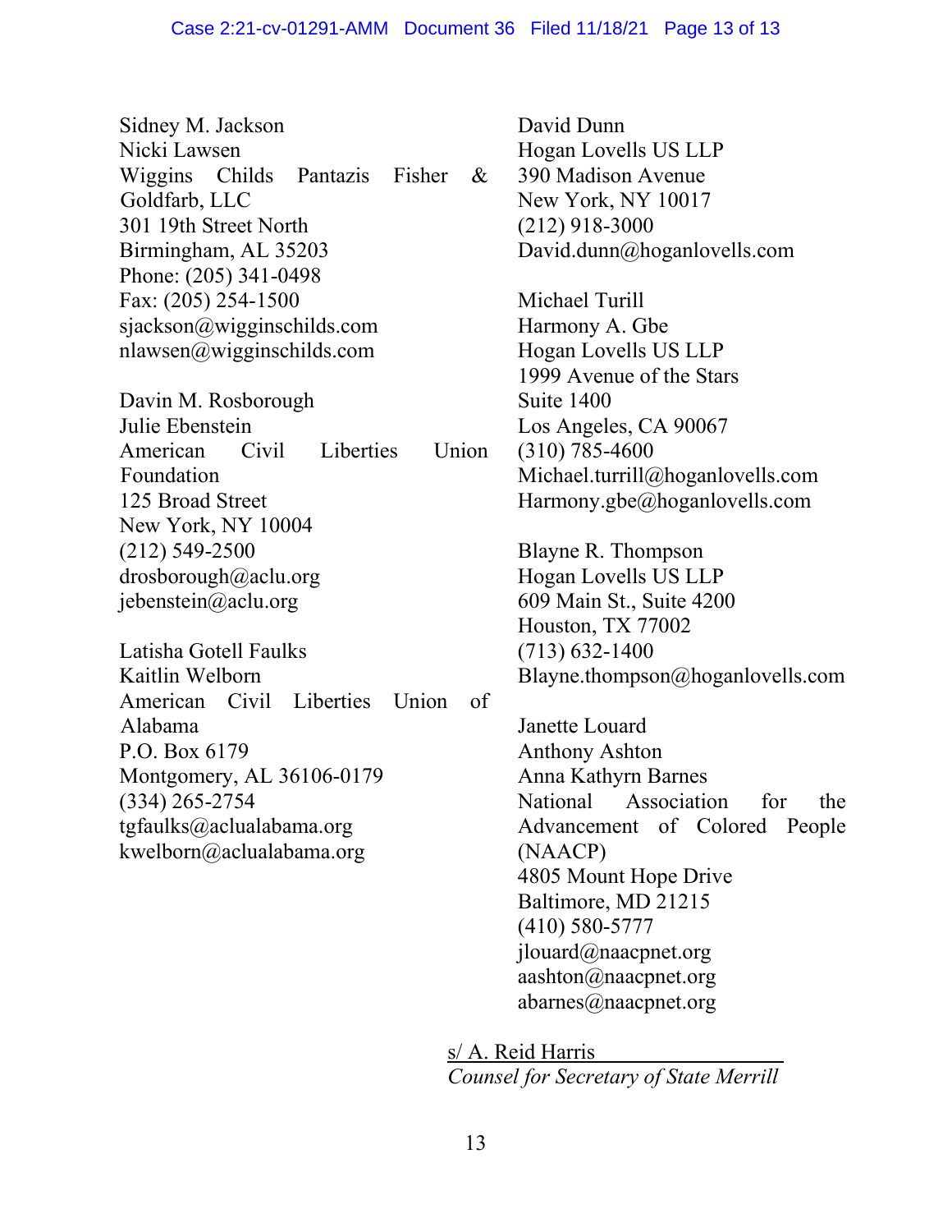Sidney M. Jackson
Nicki Lawsen
Wiggins Childs Pantazis Fisher & Goldfarb, LLC
301 19th Street North
Birmingham, AL 35203
Phone: (205) 341-0498
Fax: (205) 254-1500
sjackson@wigginschilds.com
nlawsen@wigginschilds.com

Davin M. Rosborough
Julie Ebenstein
American Civil Liberties Union Foundation
125 Broad Street
New York, NY 10004
(212) 549-2500
drosborough@aclu.org
jebenstein@aclu.org

Latisha Gotell Faulks
Kaitlin Welborn
American Civil Liberties Union of Alabama
P.O. Box 6179
Montgomery, AL 36106-0179
(334) 265-2754
tgfaulks@aclualabama.org
kwelborn@aclualabama.org

David Dunn
Hogan Lovells US LLP
390 Madison Avenue
New York, NY 10017
(212) 918-3000
David.dunn@hoganlovells.com

Michael Turill
Harmony A. Gbe
Hogan Lovells US LLP
1999 Avenue of the Stars
Suite 1400
Los Angeles, CA 90067
(310) 785-4600
Michael.turrill@hoganlovells.com
Harmony.gbe@hoganlovells.com

Blayne R. Thompson
Hogan Lovells US LLP
609 Main St., Suite 4200
Houston, TX 77002
(713) 632-1400
Blayne.thompson@hoganlovells.com

Janette Louard
Anthony Ashton
Anna Kathyrn Barnes
National Association for the Advancement of Colored People (NAACP)
4805 Mount Hope Drive
Baltimore, MD 21215
(410) 580-5777
jlouard@naacpnet.org
aashton@naacpnet.org
abarnes@naacpnet.org

s/ A. Reid Harris
*Counsel for Secretary of State Merrill*